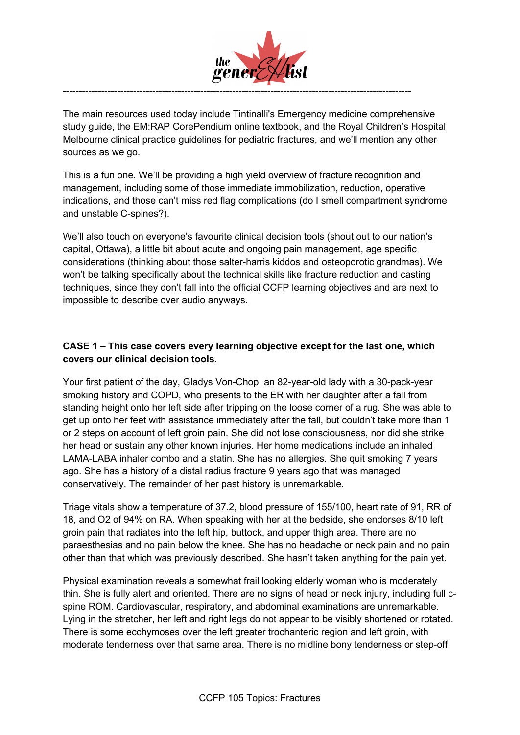The main resources used today include Tintinalli's Emergency medicine comprehensive study guide, the EM:RAP CorePendium online textbook, and the Royal Children's Hospital Melbourne clinical practice guidelines for pediatric fractures, and we'll mention any other sources as we go.

This is a fun one. We'll be providing a high yield overview of fracture recognition and management, including some of those immediate immobilization, reduction, operative indications, and those can't miss red flag complications (do I smell compartment syndrome and unstable C-spines?).

We'll also touch on everyone's favourite clinical decision tools (shout out to our nation's capital, Ottawa), a little bit about acute and ongoing pain management, age specific considerations (thinking about those salter-harris kiddos and osteoporotic grandmas). We won't be talking specifically about the technical skills like fracture reduction and casting techniques, since they don't fall into the official CCFP learning objectives and are next to impossible to describe over audio anyways.

**CASE 1 – This case covers every learning objective except for the last one, which covers our clinical decision tools.**

Your first patient of the day, Gladys Von-Chop, an 82-year-old lady with a 30-pack-year smoking history and COPD, who presents to the ER with her daughter after a fall from standing height onto her left side after tripping on the loose corner of a rug. She was able to get up onto her feet with assistance immediately after the fall, but couldn't take more than 1 or 2 steps on account of left groin pain. She did not lose consciousness, nor did she strike her head or sustain any other known injuries. Her home medications include an inhaled LAMA-LABA inhaler combo and a statin. She has no allergies. She quit smoking 7 years ago. She has a history of a distal radius fracture 9 years ago that was managed conservatively. The remainder of her past history is unremarkable.

Triage vitals show a temperature of 37.2, blood pressure of 155/100, heart rate of 91, RR of 18, and O2 of 94% on RA. When speaking with her at the bedside, she endorses 8/10 left groin pain that radiates into the left hip, buttock, and upper thigh area. There are no paraesthesias and no pain below the knee. She has no headache or neck pain and no pain other than that which was previously described. She hasn't taken anything for the pain yet.

Physical examination reveals a somewhat frail looking elderly woman who is moderately thin. She is fully alert and oriented. There are no signs of head or neck injury, including full c-spine ROM. Cardiovascular, respiratory, and abdominal examinations are unremarkable. Lying in the stretcher, her left and right legs do not appear to be visibly shortened or rotated. There is some ecchymoses over the left greater trochanteric region and left groin, with moderate tenderness over that same area. There is no midline bony tenderness or step-off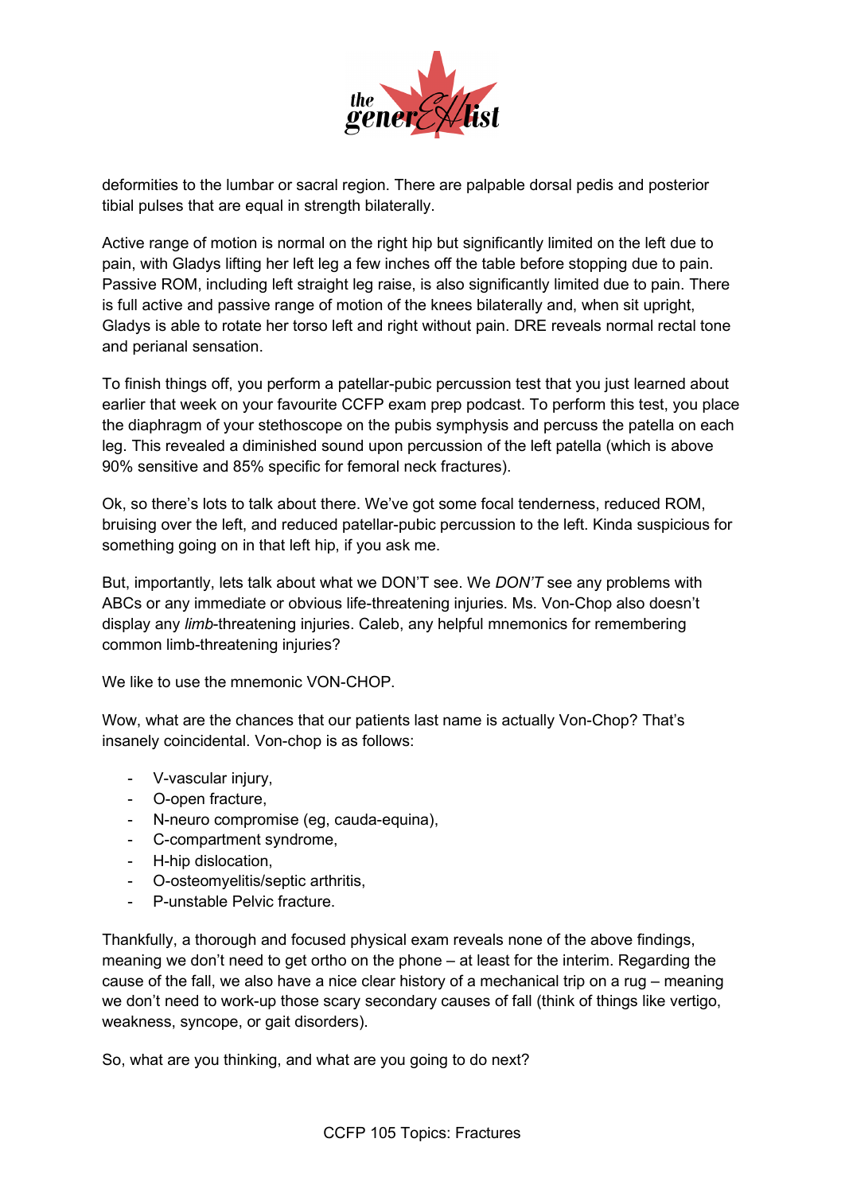deformities to the lumbar or sacral region. There are palpable dorsal pedis and posterior tibial pulses that are equal in strength bilaterally.

Active range of motion is normal on the right hip but significantly limited on the left due to pain, with Gladys lifting her left leg a few inches off the table before stopping due to pain. Passive ROM, including left straight leg raise, is also significantly limited due to pain. There is full active and passive range of motion of the knees bilaterally and, when sit upright, Gladys is able to rotate her torso left and right without pain. DRE reveals normal rectal tone and perianal sensation.

To finish things off, you perform a patellar-pubic percussion test that you just learned about earlier that week on your favourite CCFP exam prep podcast. To perform this test, you place the diaphragm of your stethoscope on the pubis symphysis and percuss the patella on each leg. This revealed a diminished sound upon percussion of the left patella (which is above 90% sensitive and 85% specific for femoral neck fractures).

Ok, so there's lots to talk about there. We've got some focal tenderness, reduced ROM, bruising over the left, and reduced patellar-pubic percussion to the left. Kinda suspicious for something going on in that left hip, if you ask me.

But, importantly, lets talk about what we DON'T see. We *DON'T* see any problems with ABCs or any immediate or obvious life-threatening injuries. Ms. Von-Chop also doesn't display any *limb*-threatening injuries. Caleb, any helpful mnemonics for remembering common limb-threatening injuries?

We like to use the mnemonic VON-CHOP.

Wow, what are the chances that our patients last name is actually Von-Chop? That's insanely coincidental. Von-chop is as follows:

- V-vascular injury,
- O-open fracture,
- N-neuro compromise (eg, cauda-equina),
- C-compartment syndrome,
- H-hip dislocation,
- O-osteomyelitis/septic arthritis,
- P-unstable Pelvic fracture.

Thankfully, a thorough and focused physical exam reveals none of the above findings, meaning we don't need to get ortho on the phone – at least for the interim. Regarding the cause of the fall, we also have a nice clear history of a mechanical trip on a rug – meaning we don't need to work-up those scary secondary causes of fall (think of things like vertigo, weakness, syncope, or gait disorders).

So, what are you thinking, and what are you going to do next?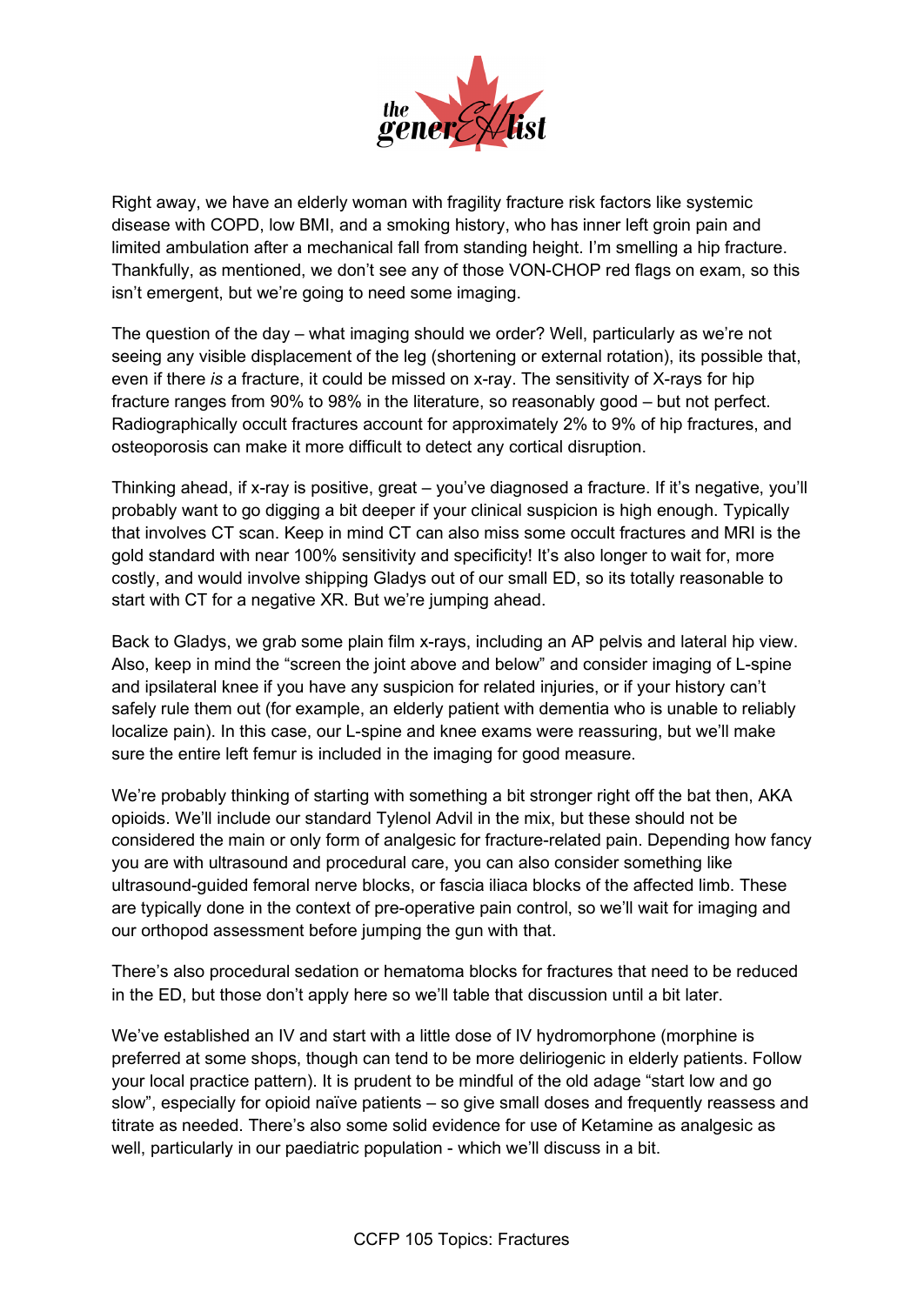Right away, we have an elderly woman with fragility fracture risk factors like systemic disease with COPD, low BMI, and a smoking history, who has inner left groin pain and limited ambulation after a mechanical fall from standing height. I'm smelling a hip fracture. Thankfully, as mentioned, we don't see any of those VON-CHOP red flags on exam, so this isn't emergent, but we're going to need some imaging.

The question of the day – what imaging should we order? Well, particularly as we're not seeing any visible displacement of the leg (shortening or external rotation), its possible that, even if there *is* a fracture, it could be missed on x-ray. The sensitivity of X-rays for hip fracture ranges from 90% to 98% in the literature, so reasonably good – but not perfect. Radiographically occult fractures account for approximately 2% to 9% of hip fractures, and osteoporosis can make it more difficult to detect any cortical disruption.

Thinking ahead, if x-ray is positive, great – you've diagnosed a fracture. If it's negative, you'll probably want to go digging a bit deeper if your clinical suspicion is high enough. Typically that involves CT scan. Keep in mind CT can also miss some occult fractures and MRI is the gold standard with near 100% sensitivity and specificity! It's also longer to wait for, more costly, and would involve shipping Gladys out of our small ED, so its totally reasonable to start with CT for a negative XR. But we're jumping ahead.

Back to Gladys, we grab some plain film x-rays, including an AP pelvis and lateral hip view. Also, keep in mind the "screen the joint above and below" and consider imaging of L-spine and ipsilateral knee if you have any suspicion for related injuries, or if your history can't safely rule them out (for example, an elderly patient with dementia who is unable to reliably localize pain). In this case, our L-spine and knee exams were reassuring, but we'll make sure the entire left femur is included in the imaging for good measure.

We're probably thinking of starting with something a bit stronger right off the bat then, AKA opioids. We'll include our standard Tylenol Advil in the mix, but these should not be considered the main or only form of analgesic for fracture-related pain. Depending how fancy you are with ultrasound and procedural care, you can also consider something like ultrasound-guided femoral nerve blocks, or fascia iliaca blocks of the affected limb. These are typically done in the context of pre-operative pain control, so we'll wait for imaging and our orthopod assessment before jumping the gun with that.

There's also procedural sedation or hematoma blocks for fractures that need to be reduced in the ED, but those don't apply here so we'll table that discussion until a bit later.

We've established an IV and start with a little dose of IV hydromorphone (morphine is preferred at some shops, though can tend to be more deliriogenic in elderly patients. Follow your local practice pattern). It is prudent to be mindful of the old adage "start low and go slow", especially for opioid naïve patients – so give small doses and frequently reassess and titrate as needed. There's also some solid evidence for use of Ketamine as analgesic as well, particularly in our paediatric population - which we'll discuss in a bit.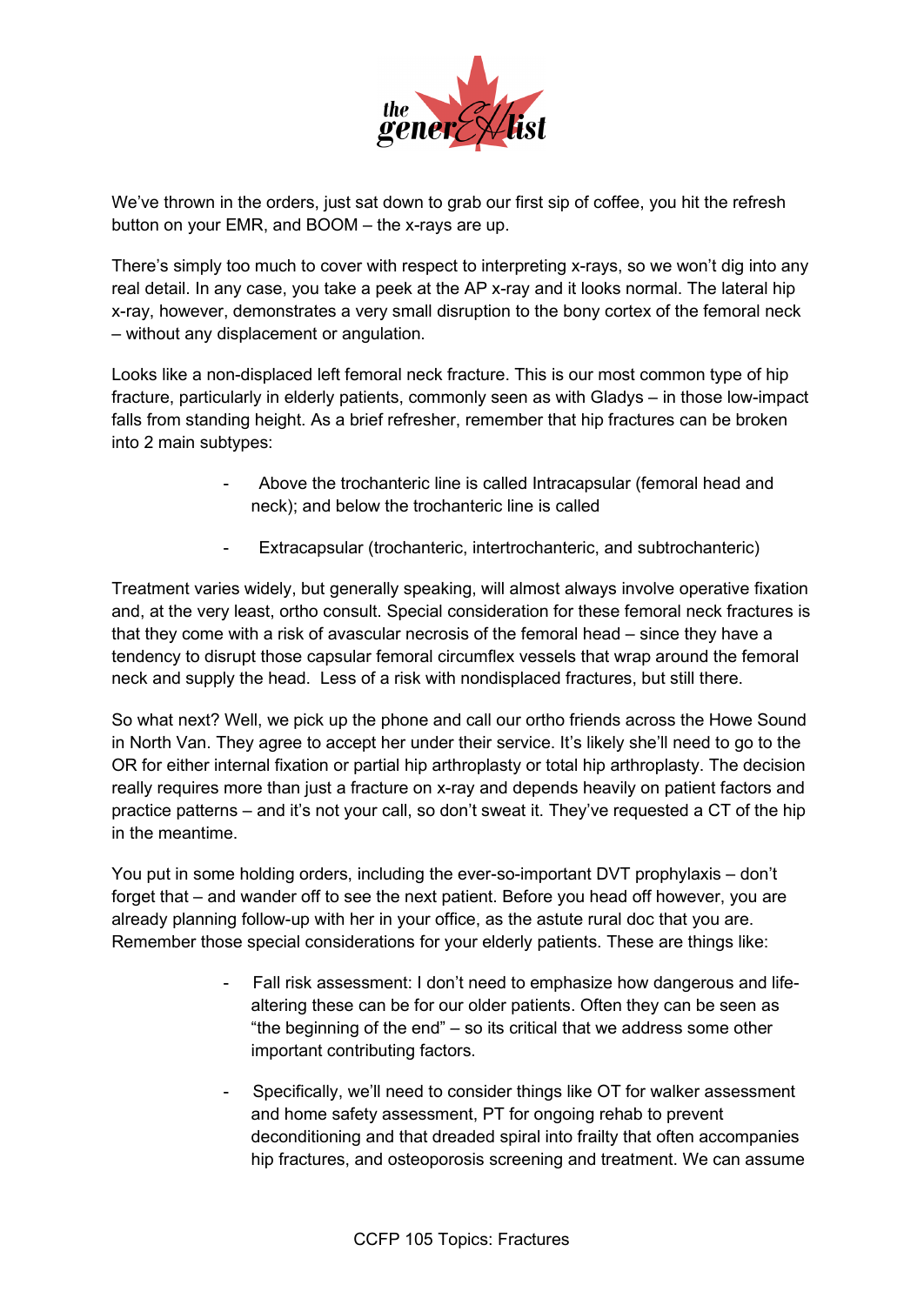We've thrown in the orders, just sat down to grab our first sip of coffee, you hit the refresh button on your EMR, and BOOM – the x-rays are up.

There's simply too much to cover with respect to interpreting x-rays, so we won't dig into any real detail. In any case, you take a peek at the AP x-ray and it looks normal. The lateral hip x-ray, however, demonstrates a very small disruption to the bony cortex of the femoral neck – without any displacement or angulation.

Looks like a non-displaced left femoral neck fracture. This is our most common type of hip fracture, particularly in elderly patients, commonly seen as with Gladys – in those low-impact falls from standing height. As a brief refresher, remember that hip fractures can be broken into 2 main subtypes:

- Above the trochanteric line is called Intracapsular (femoral head and neck); and below the trochanteric line is called
- Extracapsular (trochanteric, intertrochanteric, and subtrochanteric)

Treatment varies widely, but generally speaking, will almost always involve operative fixation and, at the very least, ortho consult. Special consideration for these femoral neck fractures is that they come with a risk of avascular necrosis of the femoral head – since they have a tendency to disrupt those capsular femoral circumflex vessels that wrap around the femoral neck and supply the head. Less of a risk with nondisplaced fractures, but still there.

So what next? Well, we pick up the phone and call our ortho friends across the Howe Sound in North Van. They agree to accept her under their service. It's likely she'll need to go to the OR for either internal fixation or partial hip arthroplasty or total hip arthroplasty. The decision really requires more than just a fracture on x-ray and depends heavily on patient factors and practice patterns – and it's not your call, so don't sweat it. They've requested a CT of the hip in the meantime.

You put in some holding orders, including the ever-so-important DVT prophylaxis – don't forget that – and wander off to see the next patient. Before you head off however, you are already planning follow-up with her in your office, as the astute rural doc that you are. Remember those special considerations for your elderly patients. These are things like:

- Fall risk assessment: I don't need to emphasize how dangerous and life-altering these can be for our older patients. Often they can be seen as "the beginning of the end" – so its critical that we address some other important contributing factors.
- Specifically, we'll need to consider things like OT for walker assessment and home safety assessment, PT for ongoing rehab to prevent deconditioning and that dreaded spiral into frailty that often accompanies hip fractures, and osteoporosis screening and treatment. We can assume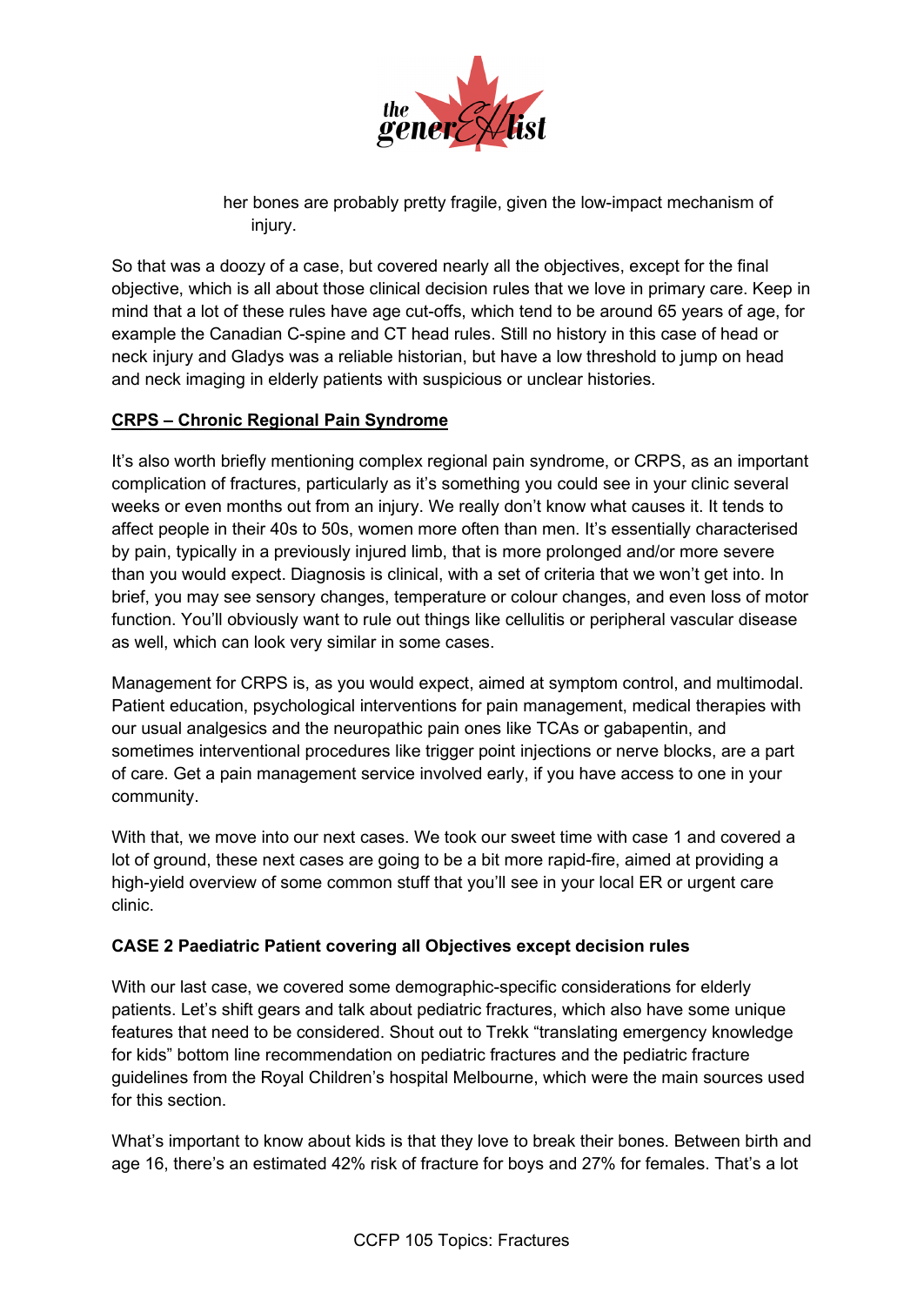her bones are probably pretty fragile, given the low-impact mechanism of injury.

So that was a doozy of a case, but covered nearly all the objectives, except for the final objective, which is all about those clinical decision rules that we love in primary care. Keep in mind that a lot of these rules have age cut-offs, which tend to be around 65 years of age, for example the Canadian C-spine and CT head rules. Still no history in this case of head or neck injury and Gladys was a reliable historian, but have a low threshold to jump on head and neck imaging in elderly patients with suspicious or unclear histories.

**CRPS – Chronic Regional Pain Syndrome**

It's also worth briefly mentioning complex regional pain syndrome, or CRPS, as an important complication of fractures, particularly as it's something you could see in your clinic several weeks or even months out from an injury. We really don't know what causes it. It tends to affect people in their 40s to 50s, women more often than men. It's essentially characterised by pain, typically in a previously injured limb, that is more prolonged and/or more severe than you would expect. Diagnosis is clinical, with a set of criteria that we won't get into. In brief, you may see sensory changes, temperature or colour changes, and even loss of motor function. You'll obviously want to rule out things like cellulitis or peripheral vascular disease as well, which can look very similar in some cases.

Management for CRPS is, as you would expect, aimed at symptom control, and multimodal. Patient education, psychological interventions for pain management, medical therapies with our usual analgesics and the neuropathic pain ones like TCAs or gabapentin, and sometimes interventional procedures like trigger point injections or nerve blocks, are a part of care. Get a pain management service involved early, if you have access to one in your community.

With that, we move into our next cases. We took our sweet time with case 1 and covered a lot of ground, these next cases are going to be a bit more rapid-fire, aimed at providing a high-yield overview of some common stuff that you'll see in your local ER or urgent care clinic.

**CASE 2 Paediatric Patient covering all Objectives except decision rules**

With our last case, we covered some demographic-specific considerations for elderly patients. Let's shift gears and talk about pediatric fractures, which also have some unique features that need to be considered. Shout out to Trekk "translating emergency knowledge for kids" bottom line recommendation on pediatric fractures and the pediatric fracture guidelines from the Royal Children's hospital Melbourne, which were the main sources used for this section.

What's important to know about kids is that they love to break their bones. Between birth and age 16, there's an estimated 42% risk of fracture for boys and 27% for females. That's a lot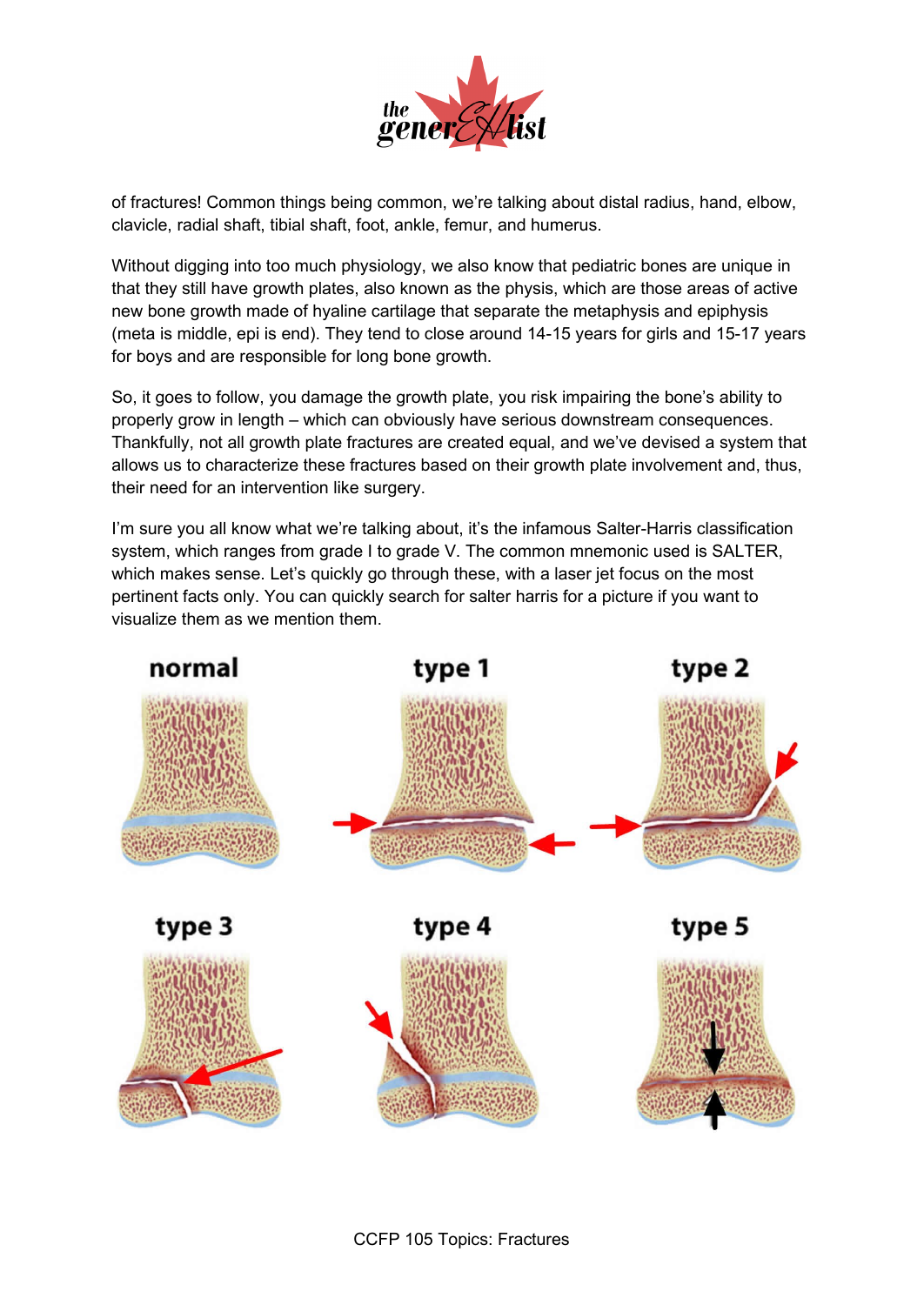of fractures! Common things being common, we're talking about distal radius, hand, elbow, clavicle, radial shaft, tibial shaft, foot, ankle, femur, and humerus.

Without digging into too much physiology, we also know that pediatric bones are unique in that they still have growth plates, also known as the physis, which are those areas of active new bone growth made of hyaline cartilage that separate the metaphysis and epiphysis (meta is middle, epi is end). They tend to close around 14-15 years for girls and 15-17 years for boys and are responsible for long bone growth.

So, it goes to follow, you damage the growth plate, you risk impairing the bone's ability to properly grow in length – which can obviously have serious downstream consequences. Thankfully, not all growth plate fractures are created equal, and we've devised a system that allows us to characterize these fractures based on their growth plate involvement and, thus, their need for an intervention like surgery.

I'm sure you all know what we're talking about, it's the infamous Salter-Harris classification system, which ranges from grade I to grade V. The common mnemonic used is SALTER, which makes sense. Let's quickly go through these, with a laser jet focus on the most pertinent facts only. You can quickly search for salter harris for a picture if you want to visualize them as we mention them.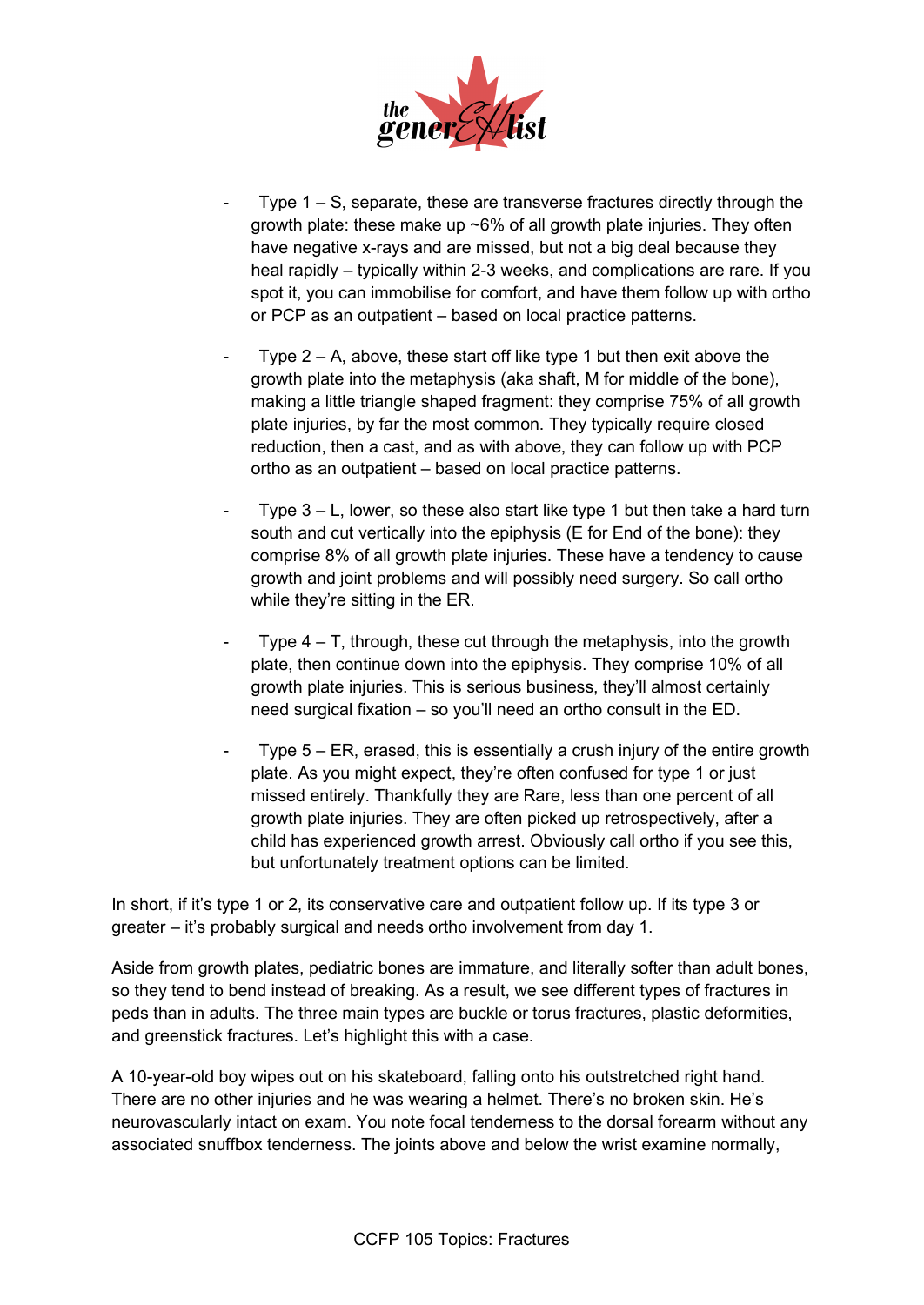- Type 1 – S, separate, these are transverse fractures directly through the growth plate: these make up ~6% of all growth plate injuries. They often have negative x-rays and are missed, but not a big deal because they heal rapidly – typically within 2-3 weeks, and complications are rare. If you spot it, you can immobilise for comfort, and have them follow up with ortho or PCP as an outpatient – based on local practice patterns.

- Type 2 – A, above, these start off like type 1 but then exit above the growth plate into the metaphysis (aka shaft, M for middle of the bone), making a little triangle shaped fragment: they comprise 75% of all growth plate injuries, by far the most common. They typically require closed reduction, then a cast, and as with above, they can follow up with PCP ortho as an outpatient – based on local practice patterns.

- Type 3 – L, lower, so these also start like type 1 but then take a hard turn south and cut vertically into the epiphysis (E for End of the bone): they comprise 8% of all growth plate injuries. These have a tendency to cause growth and joint problems and will possibly need surgery. So call ortho while they're sitting in the ER.

- Type 4 – T, through, these cut through the metaphysis, into the growth plate, then continue down into the epiphysis. They comprise 10% of all growth plate injuries. This is serious business, they'll almost certainly need surgical fixation – so you'll need an ortho consult in the ED.

- Type 5 – ER, erased, this is essentially a crush injury of the entire growth plate. As you might expect, they're often confused for type 1 or just missed entirely. Thankfully they are Rare, less than one percent of all growth plate injuries. They are often picked up retrospectively, after a child has experienced growth arrest. Obviously call ortho if you see this, but unfortunately treatment options can be limited.

In short, if it's type 1 or 2, its conservative care and outpatient follow up. If its type 3 or greater – it's probably surgical and needs ortho involvement from day 1.

Aside from growth plates, pediatric bones are immature, and literally softer than adult bones, so they tend to bend instead of breaking. As a result, we see different types of fractures in peds than in adults. The three main types are buckle or torus fractures, plastic deformities, and greenstick fractures. Let's highlight this with a case.

A 10-year-old boy wipes out on his skateboard, falling onto his outstretched right hand. There are no other injuries and he was wearing a helmet. There's no broken skin. He's neurovascularly intact on exam. You note focal tenderness to the dorsal forearm without any associated snuffbox tenderness. The joints above and below the wrist examine normally,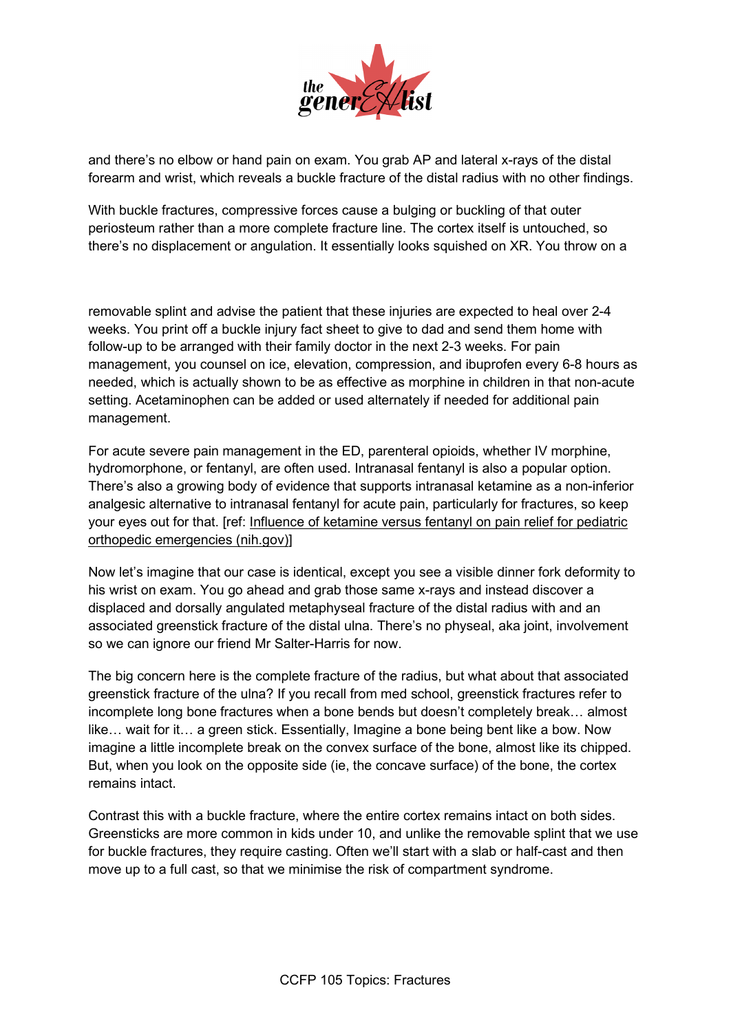and there's no elbow or hand pain on exam. You grab AP and lateral x-rays of the distal forearm and wrist, which reveals a buckle fracture of the distal radius with no other findings.

With buckle fractures, compressive forces cause a bulging or buckling of that outer periosteum rather than a more complete fracture line. The cortex itself is untouched, so there's no displacement or angulation. It essentially looks squished on XR. You throw on a removable splint and advise the patient that these injuries are expected to heal over 2-4 weeks. You print off a buckle injury fact sheet to give to dad and send them home with follow-up to be arranged with their family doctor in the next 2-3 weeks. For pain management, you counsel on ice, elevation, compression, and ibuprofen every 6-8 hours as needed, which is actually shown to be as effective as morphine in children in that non-acute setting. Acetaminophen can be added or used alternately if needed for additional pain management.

For acute severe pain management in the ED, parenteral opioids, whether IV morphine, hydromorphone, or fentanyl, are often used. Intranasal fentanyl is also a popular option. There's also a growing body of evidence that supports intranasal ketamine as a non-inferior analgesic alternative to intranasal fentanyl for acute pain, particularly for fractures, so keep your eyes out for that. [ref: Influence of ketamine versus fentanyl on pain relief for pediatric orthopedic emergencies (nih.gov)]

Now let's imagine that our case is identical, except you see a visible dinner fork deformity to his wrist on exam. You go ahead and grab those same x-rays and instead discover a displaced and dorsally angulated metaphyseal fracture of the distal radius with and an associated greenstick fracture of the distal ulna. There's no physeal, aka joint, involvement so we can ignore our friend Mr Salter-Harris for now.

The big concern here is the complete fracture of the radius, but what about that associated greenstick fracture of the ulna? If you recall from med school, greenstick fractures refer to incomplete long bone fractures when a bone bends but doesn't completely break… almost like… wait for it… a green stick. Essentially, Imagine a bone being bent like a bow. Now imagine a little incomplete break on the convex surface of the bone, almost like its chipped. But, when you look on the opposite side (ie, the concave surface) of the bone, the cortex remains intact.

Contrast this with a buckle fracture, where the entire cortex remains intact on both sides. Greensticks are more common in kids under 10, and unlike the removable splint that we use for buckle fractures, they require casting. Often we'll start with a slab or half-cast and then move up to a full cast, so that we minimise the risk of compartment syndrome.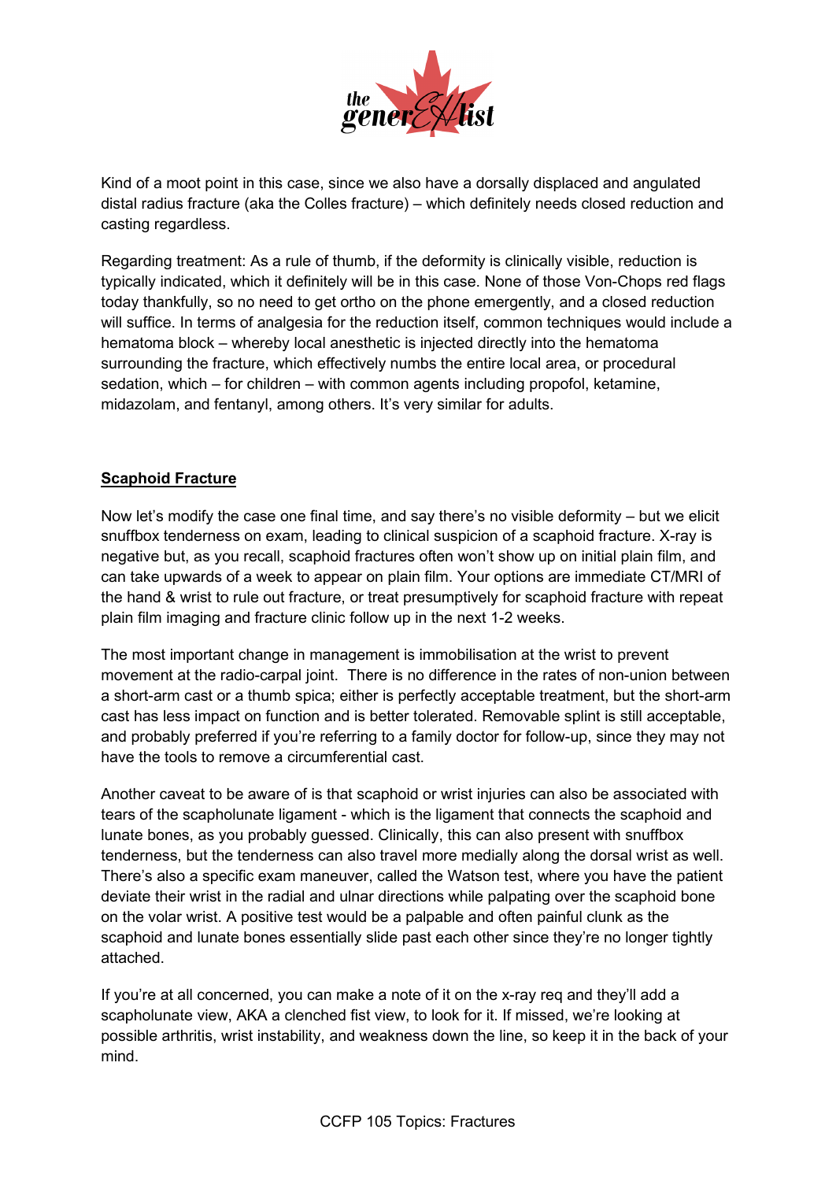Kind of a moot point in this case, since we also have a dorsally displaced and angulated distal radius fracture (aka the Colles fracture) – which definitely needs closed reduction and casting regardless.

Regarding treatment: As a rule of thumb, if the deformity is clinically visible, reduction is typically indicated, which it definitely will be in this case. None of those Von-Chops red flags today thankfully, so no need to get ortho on the phone emergently, and a closed reduction will suffice. In terms of analgesia for the reduction itself, common techniques would include a hematoma block – whereby local anesthetic is injected directly into the hematoma surrounding the fracture, which effectively numbs the entire local area, or procedural sedation, which – for children – with common agents including propofol, ketamine, midazolam, and fentanyl, among others. It's very similar for adults.

**Scaphoid Fracture**

Now let's modify the case one final time, and say there's no visible deformity – but we elicit snuffbox tenderness on exam, leading to clinical suspicion of a scaphoid fracture. X-ray is negative but, as you recall, scaphoid fractures often won't show up on initial plain film, and can take upwards of a week to appear on plain film. Your options are immediate CT/MRI of the hand & wrist to rule out fracture, or treat presumptively for scaphoid fracture with repeat plain film imaging and fracture clinic follow up in the next 1-2 weeks.

The most important change in management is immobilisation at the wrist to prevent movement at the radio-carpal joint. There is no difference in the rates of non-union between a short-arm cast or a thumb spica; either is perfectly acceptable treatment, but the short-arm cast has less impact on function and is better tolerated. Removable splint is still acceptable, and probably preferred if you're referring to a family doctor for follow-up, since they may not have the tools to remove a circumferential cast.

Another caveat to be aware of is that scaphoid or wrist injuries can also be associated with tears of the scapholunate ligament - which is the ligament that connects the scaphoid and lunate bones, as you probably guessed. Clinically, this can also present with snuffbox tenderness, but the tenderness can also travel more medially along the dorsal wrist as well. There's also a specific exam maneuver, called the Watson test, where you have the patient deviate their wrist in the radial and ulnar directions while palpating over the scaphoid bone on the volar wrist. A positive test would be a palpable and often painful clunk as the scaphoid and lunate bones essentially slide past each other since they're no longer tightly attached.

If you're at all concerned, you can make a note of it on the x-ray req and they'll add a scapholunate view, AKA a clenched fist view, to look for it. If missed, we're looking at possible arthritis, wrist instability, and weakness down the line, so keep it in the back of your mind.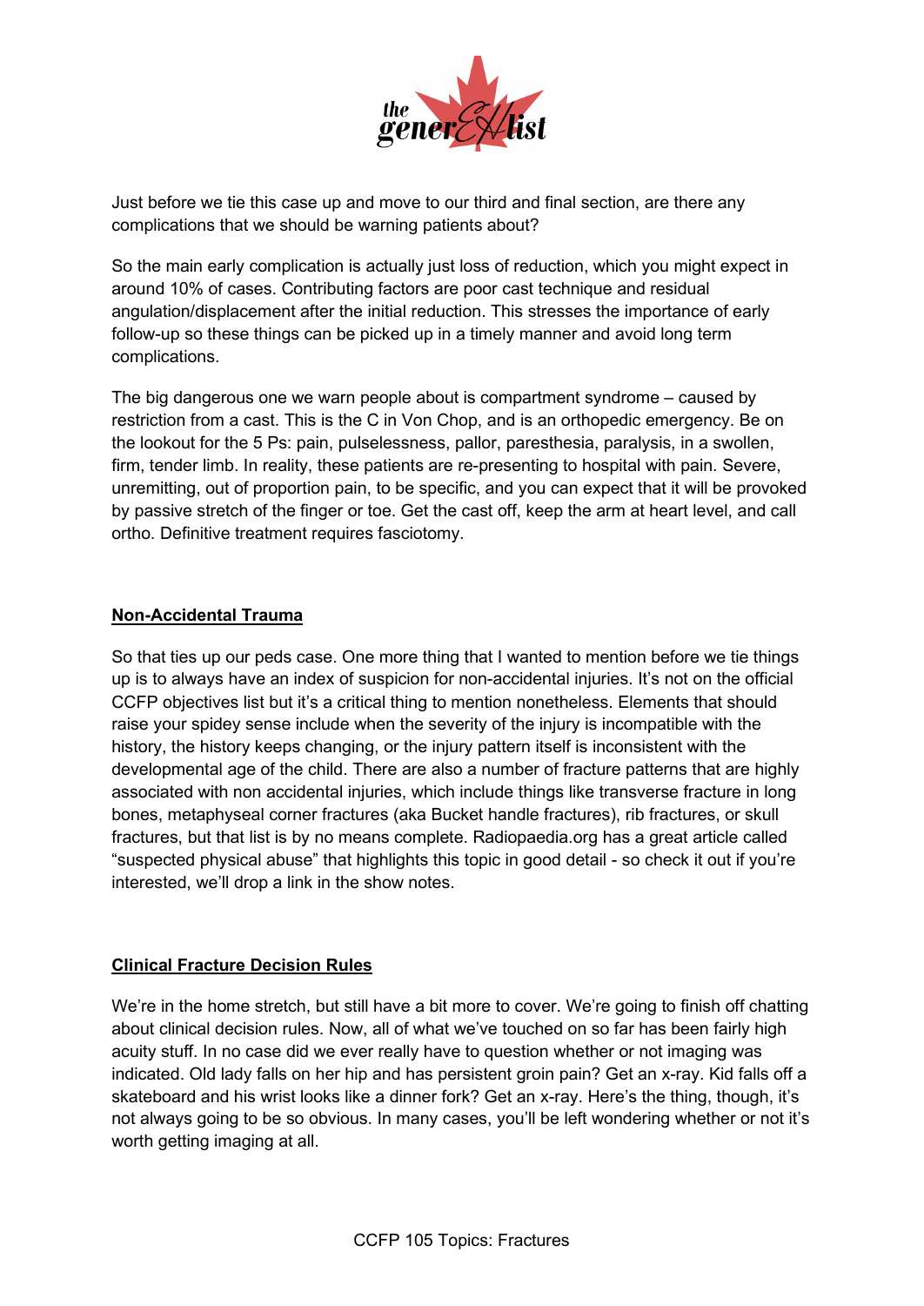Just before we tie this case up and move to our third and final section, are there any complications that we should be warning patients about?

So the main early complication is actually just loss of reduction, which you might expect in around 10% of cases. Contributing factors are poor cast technique and residual angulation/displacement after the initial reduction. This stresses the importance of early follow-up so these things can be picked up in a timely manner and avoid long term complications.

The big dangerous one we warn people about is compartment syndrome – caused by restriction from a cast. This is the C in Von Chop, and is an orthopedic emergency. Be on the lookout for the 5 Ps: pain, pulselessness, pallor, paresthesia, paralysis, in a swollen, firm, tender limb. In reality, these patients are re-presenting to hospital with pain. Severe, unremitting, out of proportion pain, to be specific, and you can expect that it will be provoked by passive stretch of the finger or toe. Get the cast off, keep the arm at heart level, and call ortho. Definitive treatment requires fasciotomy.

## Non-Accidental Trauma

So that ties up our peds case. One more thing that I wanted to mention before we tie things up is to always have an index of suspicion for non-accidental injuries. It's not on the official CCFP objectives list but it's a critical thing to mention nonetheless. Elements that should raise your spidey sense include when the severity of the injury is incompatible with the history, the history keeps changing, or the injury pattern itself is inconsistent with the developmental age of the child. There are also a number of fracture patterns that are highly associated with non accidental injuries, which include things like transverse fracture in long bones, metaphyseal corner fractures (aka Bucket handle fractures), rib fractures, or skull fractures, but that list is by no means complete. Radiopaedia.org has a great article called "suspected physical abuse" that highlights this topic in good detail - so check it out if you're interested, we'll drop a link in the show notes.

## Clinical Fracture Decision Rules

We're in the home stretch, but still have a bit more to cover. We're going to finish off chatting about clinical decision rules. Now, all of what we've touched on so far has been fairly high acuity stuff. In no case did we ever really have to question whether or not imaging was indicated. Old lady falls on her hip and has persistent groin pain? Get an x-ray. Kid falls off a skateboard and his wrist looks like a dinner fork? Get an x-ray. Here's the thing, though, it's not always going to be so obvious. In many cases, you'll be left wondering whether or not it's worth getting imaging at all.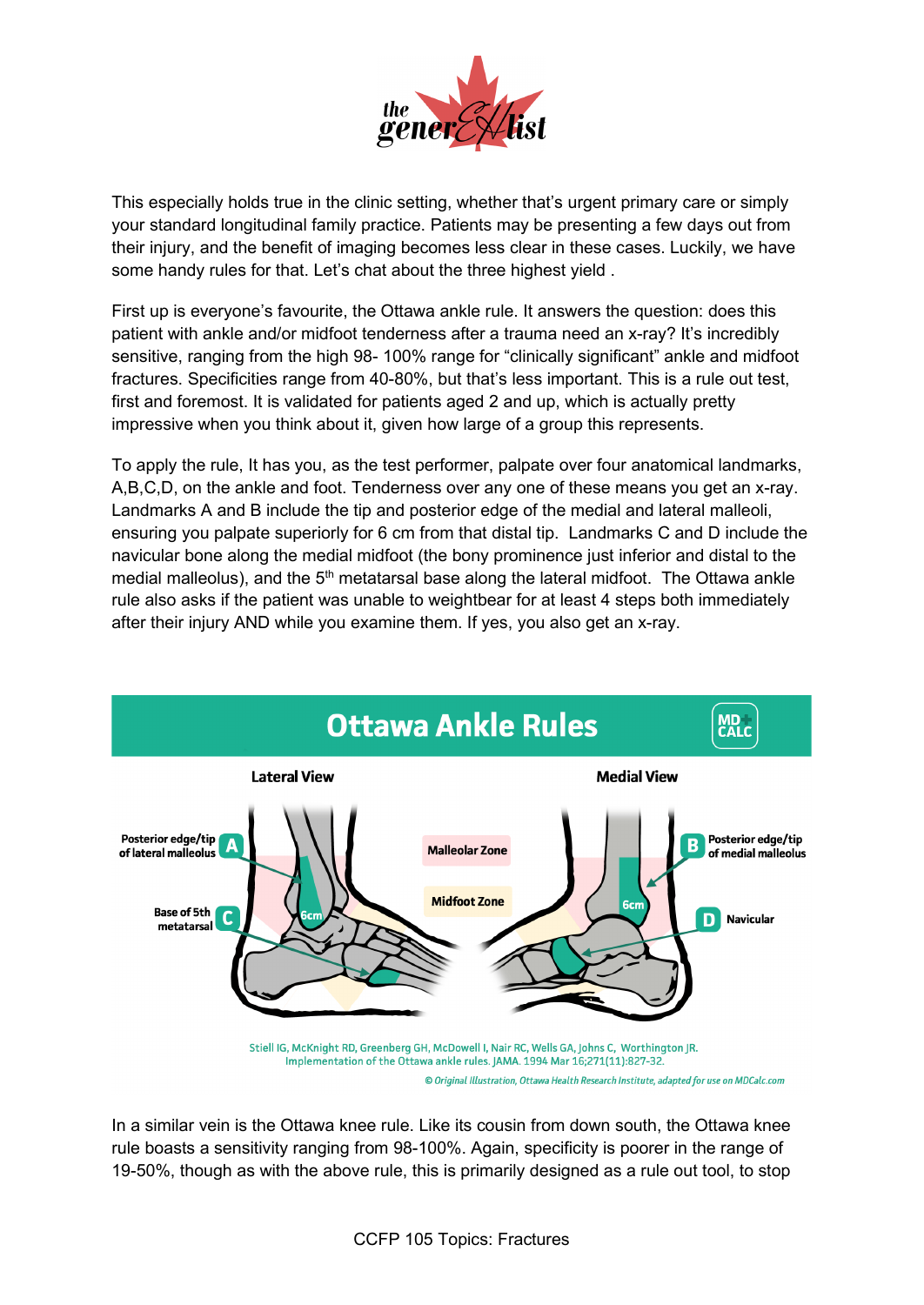This especially holds true in the clinic setting, whether that's urgent primary care or simply your standard longitudinal family practice. Patients may be presenting a few days out from their injury, and the benefit of imaging becomes less clear in these cases. Luckily, we have some handy rules for that. Let's chat about the three highest yield .

First up is everyone's favourite, the Ottawa ankle rule. It answers the question: does this patient with ankle and/or midfoot tenderness after a trauma need an x-ray? It's incredibly sensitive, ranging from the high 98- 100% range for "clinically significant" ankle and midfoot fractures. Specificities range from 40-80%, but that's less important. This is a rule out test, first and foremost. It is validated for patients aged 2 and up, which is actually pretty impressive when you think about it, given how large of a group this represents.

To apply the rule, It has you, as the test performer, palpate over four anatomical landmarks, A,B,C,D, on the ankle and foot. Tenderness over any one of these means you get an x-ray. Landmarks A and B include the tip and posterior edge of the medial and lateral malleoli, ensuring you palpate superiorly for 6 cm from that distal tip. Landmarks C and D include the navicular bone along the medial midfoot (the bony prominence just inferior and distal to the medial malleolus), and the 5th metatarsal base along the lateral midfoot. The Ottawa ankle rule also asks if the patient was unable to weightbear for at least 4 steps both immediately after their injury AND while you examine them. If yes, you also get an x-ray.

**Ottawa Ankle Rules**

Lateral View: A – Posterior edge/tip of lateral malleolus (6cm); C – Base of 5th metatarsal. Malleolar Zone; Midfoot Zone. Medial View: B – Posterior edge/tip of medial malleolus (6cm); D – Navicular.

Stiell IG, McKnight RD, Greenberg GH, McDowell I, Nair RC, Wells GA, Johns C, Worthington JR. Implementation of the Ottawa ankle rules. JAMA. 1994 Mar 16;271(11):827-32.

*© Original Illustration, Ottawa Health Research Institute, adapted for use on MDCalc.com*

In a similar vein is the Ottawa knee rule. Like its cousin from down south, the Ottawa knee rule boasts a sensitivity ranging from 98-100%. Again, specificity is poorer in the range of 19-50%, though as with the above rule, this is primarily designed as a rule out tool, to stop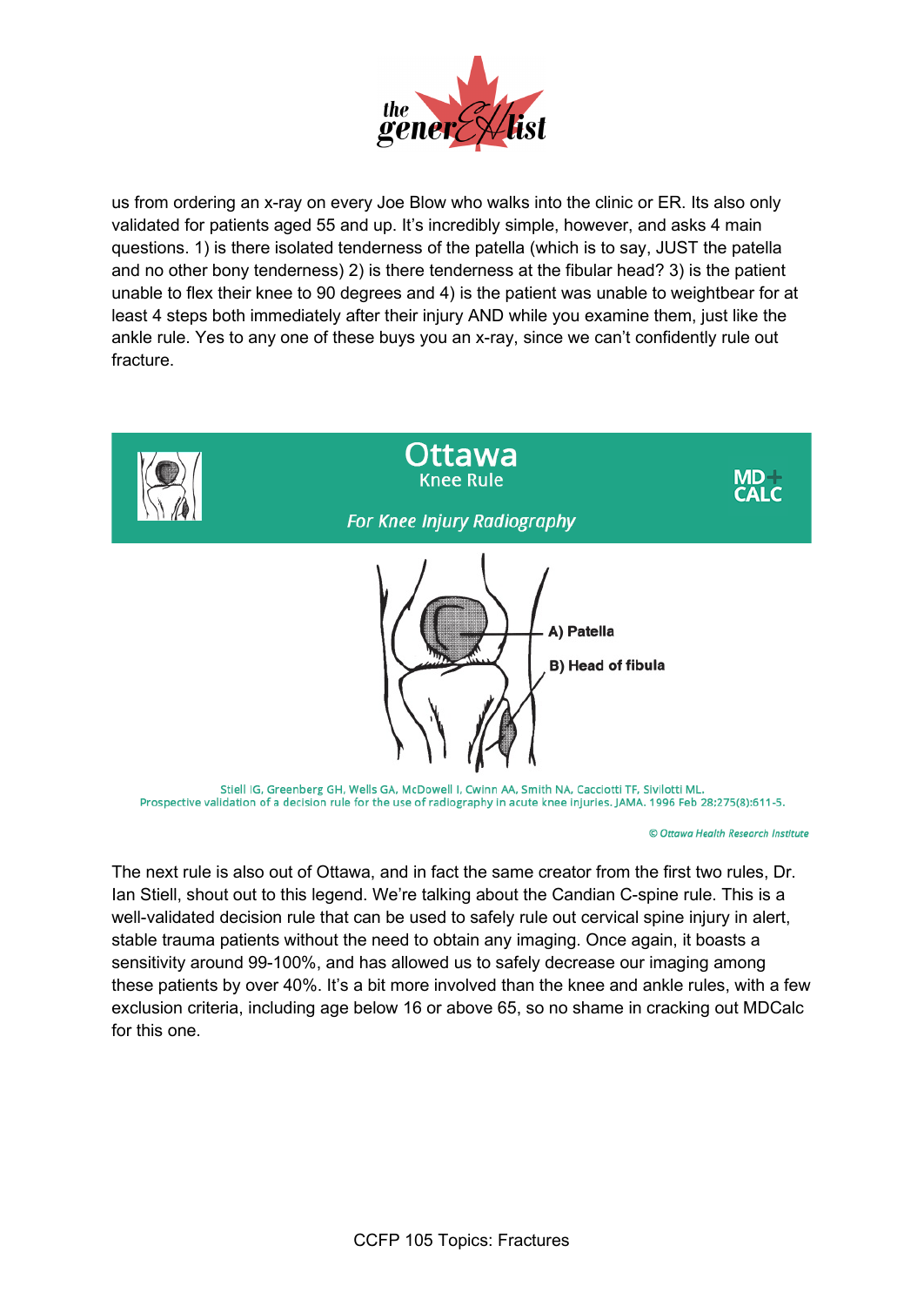us from ordering an x-ray on every Joe Blow who walks into the clinic or ER. Its also only validated for patients aged 55 and up. It's incredibly simple, however, and asks 4 main questions. 1) is there isolated tenderness of the patella (which is to say, JUST the patella and no other bony tenderness) 2) is there tenderness at the fibular head? 3) is the patient unable to flex their knee to 90 degrees and 4) is the patient was unable to weightbear for at least 4 steps both immediately after their injury AND while you examine them, just like the ankle rule. Yes to any one of these buys you an x-ray, since we can't confidently rule out fracture.

**Ottawa**
Knee Rule

MD+ CALC

*For Knee Injury Radiography*

A) Patella

B) Head of fibula

Stiell IG, Greenberg GH, Wells GA, McDowell I, Cwinn AA, Smith NA, Cacciotti TF, Sivilotti ML. Prospective validation of a decision rule for the use of radiography in acute knee injuries. JAMA. 1996 Feb 28;275(8):611-5.

*© Ottawa Health Research Institute*

The next rule is also out of Ottawa, and in fact the same creator from the first two rules, Dr. Ian Stiell, shout out to this legend. We're talking about the Candian C-spine rule. This is a well-validated decision rule that can be used to safely rule out cervical spine injury in alert, stable trauma patients without the need to obtain any imaging. Once again, it boasts a sensitivity around 99-100%, and has allowed us to safely decrease our imaging among these patients by over 40%. It's a bit more involved than the knee and ankle rules, with a few exclusion criteria, including age below 16 or above 65, so no shame in cracking out MDCalc for this one.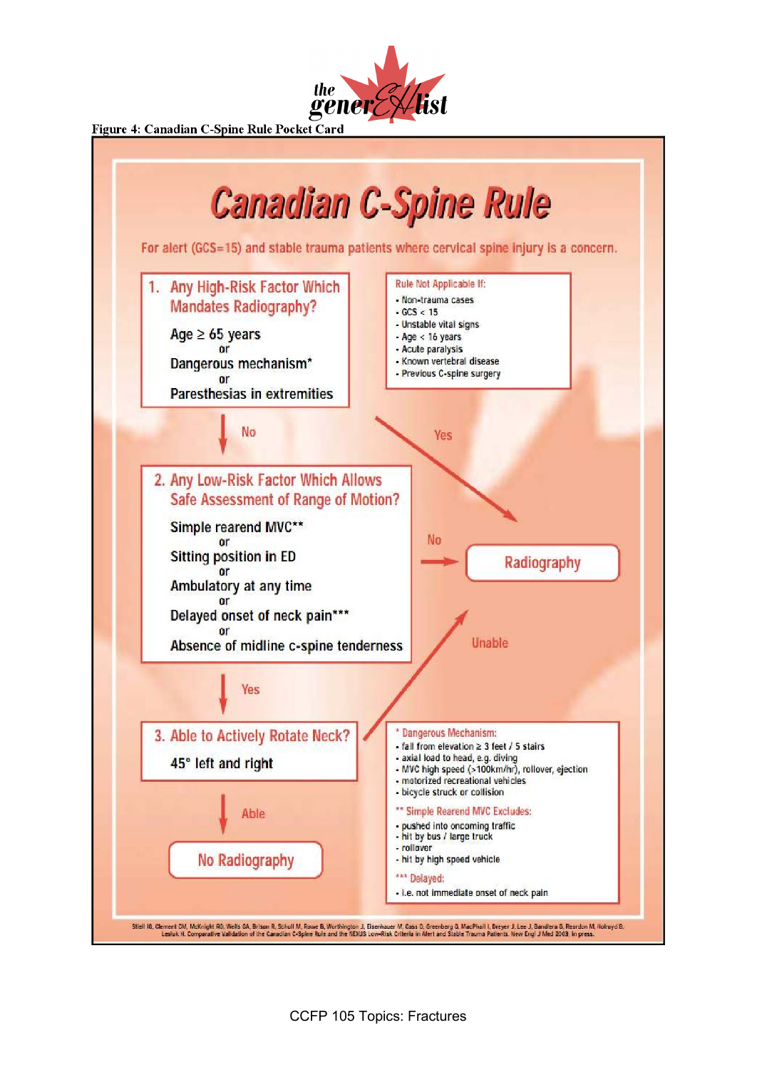Figure 4: Canadian C-Spine Rule Pocket Card

# Canadian C-Spine Rule

For alert (GCS=15) and stable trauma patients where cervical spine injury is a concern.

**1. Any High-Risk Factor Which Mandates Radiography?**

Age ≥ 65 years
or
Dangerous mechanism*
or
Paresthesias in extremities

- Yes → Radiography
- No → 2

**Rule Not Applicable If:**
- Non-trauma cases
- GCS < 15
- Unstable vital signs
- Age < 16 years
- Acute paralysis
- Known vertebral disease
- Previous C-spine surgery

**2. Any Low-Risk Factor Which Allows Safe Assessment of Range of Motion?**

Simple rearend MVC**
or
Sitting position in ED
or
Ambulatory at any time
or
Delayed onset of neck pain***
or
Absence of midline c-spine tenderness

- No → Radiography
- Yes → 3

**3. Able to Actively Rotate Neck?**

45° left and right

- Unable → Radiography
- Able → No Radiography

**\* Dangerous Mechanism:**
- fall from elevation ≥ 3 feet / 5 stairs
- axial load to head, e.g. diving
- MVC high speed (>100km/hr), rollover, ejection
- motorized recreational vehicles
- bicycle struck or collision

**\*\* Simple Rearend MVC Excludes:**
- pushed into oncoming traffic
- hit by bus / large truck
- rollover
- hit by high speed vehicle

**\*\*\* Delayed:**
- i.e. not immediate onset of neck pain

Stiell IG, Clement CM, McKnight RD, Wells GA, Brison R, Schull M, Rowe B, Worthington J, Eisenhauer M, Cass D, Greenberg G, MacPhail I, Dreyer J, Lee J, Bandiera G, Reardon M, Holroyd B, Lesiuk H. Comparative Validation of the Canadian C-Spine Rule and the NEXUS Low-Risk Criteria in Alert and Stable Trauma Patients. New Engl J Med 2003. In press.

CCFP 105 Topics: Fractures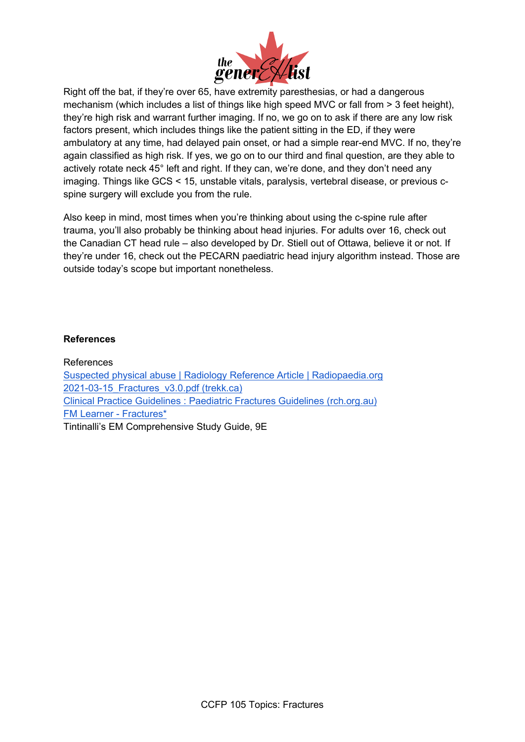Right off the bat, if they're over 65, have extremity paresthesias, or had a dangerous mechanism (which includes a list of things like high speed MVC or fall from > 3 feet height), they're high risk and warrant further imaging. If no, we go on to ask if there are any low risk factors present, which includes things like the patient sitting in the ED, if they were ambulatory at any time, had delayed pain onset, or had a simple rear-end MVC. If no, they're again classified as high risk. If yes, we go on to our third and final question, are they able to actively rotate neck 45° left and right. If they can, we're done, and they don't need any imaging. Things like GCS < 15, unstable vitals, paralysis, vertebral disease, or previous c-spine surgery will exclude you from the rule.

Also keep in mind, most times when you're thinking about using the c-spine rule after trauma, you'll also probably be thinking about head injuries. For adults over 16, check out the Canadian CT head rule – also developed by Dr. Stiell out of Ottawa, believe it or not. If they're under 16, check out the PECARN paediatric head injury algorithm instead. Those are outside today's scope but important nonetheless.

**References**

References

[Suspected physical abuse | Radiology Reference Article | Radiopaedia.org]()
[2021-03-15_Fractures_v3.0.pdf (trekk.ca)]()
[Clinical Practice Guidelines : Paediatric Fractures Guidelines (rch.org.au)]()
[FM Learner - Fractures*]()
Tintinalli's EM Comprehensive Study Guide, 9E